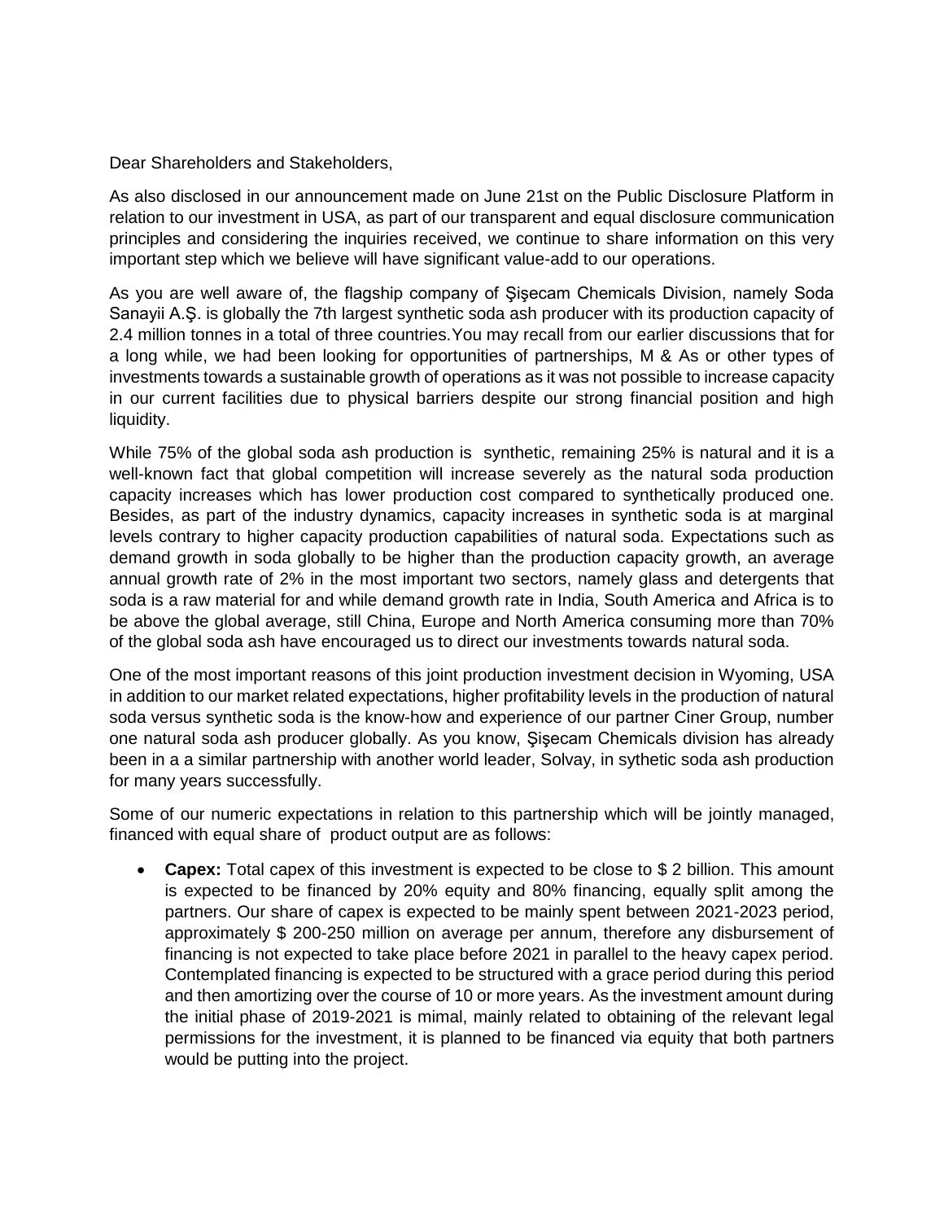Dear Shareholders and Stakeholders,

As also disclosed in our announcement made on June 21st on the Public Disclosure Platform in relation to our investment in USA, as part of our transparent and equal disclosure communication principles and considering the inquiries received, we continue to share information on this very important step which we believe will have significant value-add to our operations.

As you are well aware of, the flagship company of Şişecam Chemicals Division, namely Soda Sanayii A.Ş. is globally the 7th largest synthetic soda ash producer with its production capacity of 2.4 million tonnes in a total of three countries.You may recall from our earlier discussions that for a long while, we had been looking for opportunities of partnerships, M & As or other types of investments towards a sustainable growth of operations as it was not possible to increase capacity in our current facilities due to physical barriers despite our strong financial position and high liquidity.

While 75% of the global soda ash production is synthetic, remaining 25% is natural and it is a well-known fact that global competition will increase severely as the natural soda production capacity increases which has lower production cost compared to synthetically produced one. Besides, as part of the industry dynamics, capacity increases in synthetic soda is at marginal levels contrary to higher capacity production capabilities of natural soda. Expectations such as demand growth in soda globally to be higher than the production capacity growth, an average annual growth rate of 2% in the most important two sectors, namely glass and detergents that soda is a raw material for and while demand growth rate in India, South America and Africa is to be above the global average, still China, Europe and North America consuming more than 70% of the global soda ash have encouraged us to direct our investments towards natural soda.

One of the most important reasons of this joint production investment decision in Wyoming, USA in addition to our market related expectations, higher profitability levels in the production of natural soda versus synthetic soda is the know-how and experience of our partner Ciner Group, number one natural soda ash producer globally. As you know, Şişecam Chemicals division has already been in a a similar partnership with another world leader, Solvay, in sythetic soda ash production for many years successfully.

Some of our numeric expectations in relation to this partnership which will be jointly managed, financed with equal share of product output are as follows:

- **Capex:** Total capex of this investment is expected to be close to $ 2 billion. This amount is expected to be financed by 20% equity and 80% financing, equally split among the partners. Our share of capex is expected to be mainly spent between 2021-2023 period, approximately $ 200-250 million on average per annum, therefore any disbursement of financing is not expected to take place before 2021 in parallel to the heavy capex period. Contemplated financing is expected to be structured with a grace period during this period and then amortizing over the course of 10 or more years. As the investment amount during the initial phase of 2019-2021 is mimal, mainly related to obtaining of the relevant legal permissions for the investment, it is planned to be financed via equity that both partners would be putting into the project.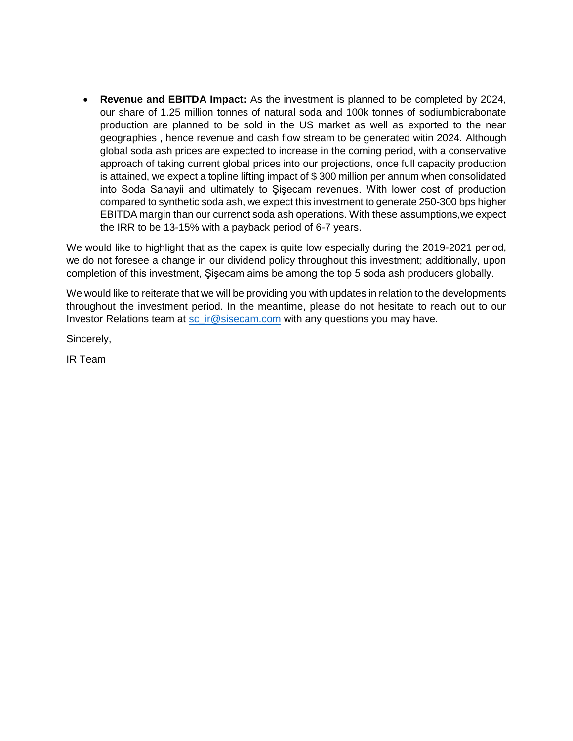- **Revenue and EBITDA Impact:** As the investment is planned to be completed by 2024, our share of 1.25 million tonnes of natural soda and 100k tonnes of sodiumbicrabonate production are planned to be sold in the US market as well as exported to the near geographies , hence revenue and cash flow stream to be generated witin 2024. Although global soda ash prices are expected to increase in the coming period, with a conservative approach of taking current global prices into our projections, once full capacity production is attained, we expect a topline lifting impact of $ 300 million per annum when consolidated into Soda Sanayii and ultimately to Şişecam revenues. With lower cost of production compared to synthetic soda ash, we expect this investment to generate 250-300 bps higher EBITDA margin than our currenct soda ash operations. With these assumptions,we expect the IRR to be 13-15% with a payback period of 6-7 years.

We would like to highlight that as the capex is quite low especially during the 2019-2021 period, we do not foresee a change in our dividend policy throughout this investment; additionally, upon completion of this investment, Şişecam aims be among the top 5 soda ash producers globally.

We would like to reiterate that we will be providing you with updates in relation to the developments throughout the investment period. In the meantime, please do not hesitate to reach out to our Investor Relations team at sc_ir@sisecam.com with any questions you may have.

Sincerely,

IR Team